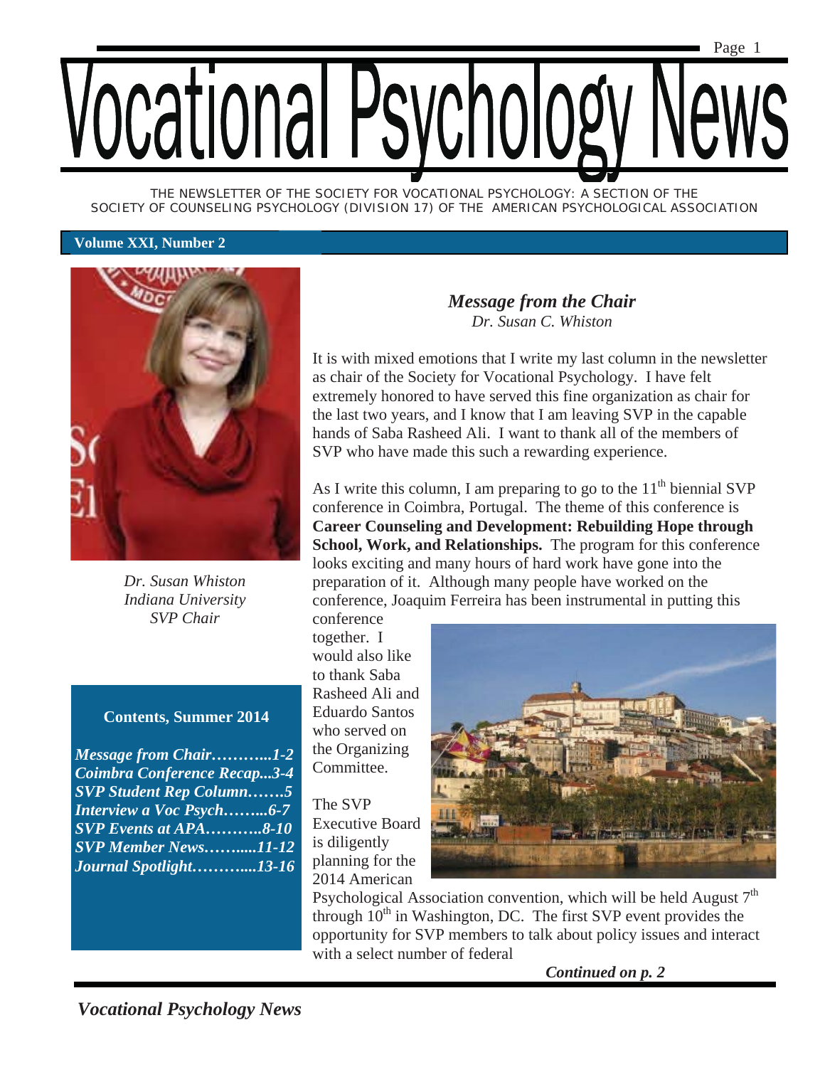# Vocational Psychology News

THE NEWSLETTER OF THE SOCIETY FOR VOCATIONAL PSYCHOLOGY: A SECTION OF THE SOCIETY OF COUNSELING PSYCHOLOGY (DIVISION 17) OF THE AMERICAN PSYCHOLOGICAL ASSOCIATION

**Volume XXI, Number 2**

*Dr. Susan Whiston*
*Indiana University*
*SVP Chair*

**Contents, Summer 2014**

- *Message from Chair………...1-2*
- *Coimbra Conference Recap...3-4*
- *SVP Student Rep Column…….5*
- *Interview a Voc Psych……...6-7*
- *SVP Events at APA………..8-10*
- *SVP Member News……....11-12*
- *Journal Spotlight………....13-16*

## *Message from the Chair*

*Dr. Susan C. Whiston*

It is with mixed emotions that I write my last column in the newsletter as chair of the Society for Vocational Psychology. I have felt extremely honored to have served this fine organization as chair for the last two years, and I know that I am leaving SVP in the capable hands of Saba Rasheed Ali. I want to thank all of the members of SVP who have made this such a rewarding experience.

As I write this column, I am preparing to go to the 11th biennial SVP conference in Coimbra, Portugal. The theme of this conference is **Career Counseling and Development: Rebuilding Hope through School, Work, and Relationships.** The program for this conference looks exciting and many hours of hard work have gone into the preparation of it. Although many people have worked on the conference, Joaquim Ferreira has been instrumental in putting this conference together. I would also like to thank Saba Rasheed Ali and Eduardo Santos who served on the Organizing Committee.

The SVP Executive Board is diligently planning for the 2014 American Psychological Association convention, which will be held August 7th through 10th in Washington, DC. The first SVP event provides the opportunity for SVP members to talk about policy issues and interact with a select number of federal

*Continued on p. 2*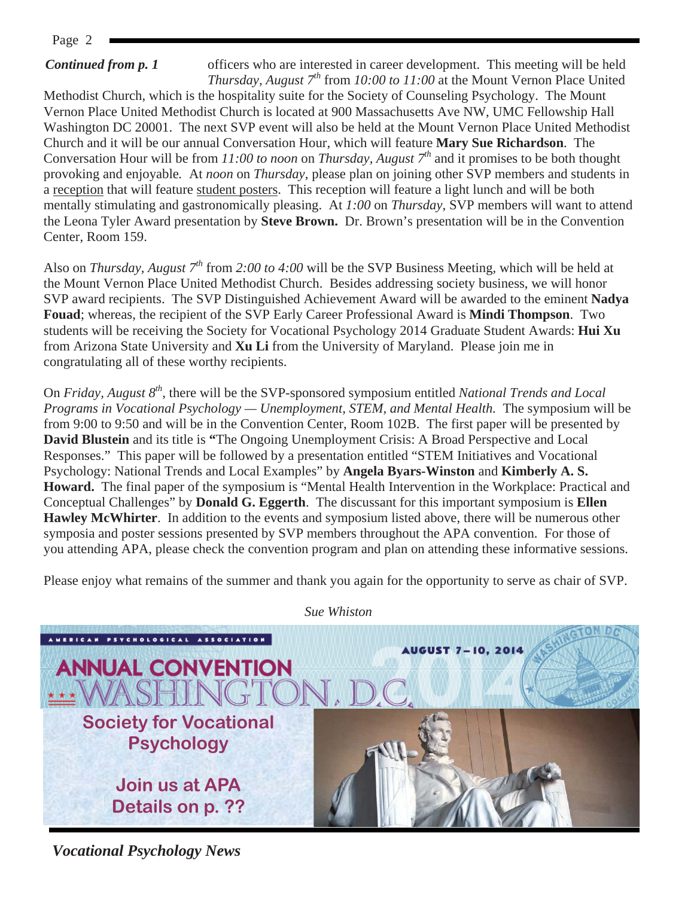*Continued from p. 1* officers who are interested in career development. This meeting will be held *Thursday, August 7th* from *10:00 to 11:00* at the Mount Vernon Place United Methodist Church, which is the hospitality suite for the Society of Counseling Psychology. The Mount Vernon Place United Methodist Church is located at 900 Massachusetts Ave NW, UMC Fellowship Hall Washington DC 20001. The next SVP event will also be held at the Mount Vernon Place United Methodist Church and it will be our annual Conversation Hour, which will feature **Mary Sue Richardson**. The Conversation Hour will be from *11:00 to noon* on *Thursday, August 7th* and it promises to be both thought provoking and enjoyable. At *noon* on *Thursday*, please plan on joining other SVP members and students in a reception that will feature student posters. This reception will feature a light lunch and will be both mentally stimulating and gastronomically pleasing. At *1:00* on *Thursday*, SVP members will want to attend the Leona Tyler Award presentation by **Steve Brown.** Dr. Brown's presentation will be in the Convention Center, Room 159.

Also on *Thursday, August 7th* from *2:00 to 4:00* will be the SVP Business Meeting, which will be held at the Mount Vernon Place United Methodist Church. Besides addressing society business, we will honor SVP award recipients. The SVP Distinguished Achievement Award will be awarded to the eminent **Nadya Fouad**; whereas, the recipient of the SVP Early Career Professional Award is **Mindi Thompson**. Two students will be receiving the Society for Vocational Psychology 2014 Graduate Student Awards: **Hui Xu** from Arizona State University and **Xu Li** from the University of Maryland. Please join me in congratulating all of these worthy recipients.

On *Friday, August 8th*, there will be the SVP-sponsored symposium entitled *National Trends and Local Programs in Vocational Psychology — Unemployment, STEM, and Mental Health.* The symposium will be from 9:00 to 9:50 and will be in the Convention Center, Room 102B. The first paper will be presented by **David Blustein** and its title is "The Ongoing Unemployment Crisis: A Broad Perspective and Local Responses." This paper will be followed by a presentation entitled "STEM Initiatives and Vocational Psychology: National Trends and Local Examples" by **Angela Byars-Winston** and **Kimberly A. S. Howard.** The final paper of the symposium is "Mental Health Intervention in the Workplace: Practical and Conceptual Challenges" by **Donald G. Eggerth**. The discussant for this important symposium is **Ellen Hawley McWhirter**. In addition to the events and symposium listed above, there will be numerous other symposia and poster sessions presented by SVP members throughout the APA convention. For those of you attending APA, please check the convention program and plan on attending these informative sessions.

Please enjoy what remains of the summer and thank you again for the opportunity to serve as chair of SVP.

*Sue Whiston*

AMERICAN PSYCHOLOGICAL ASSOCIATION

ANNUAL CONVENTION WASHINGTON, D.C. 2014

AUGUST 7–10, 2014

Society for Vocational Psychology

Join us at APA
Details on p. ??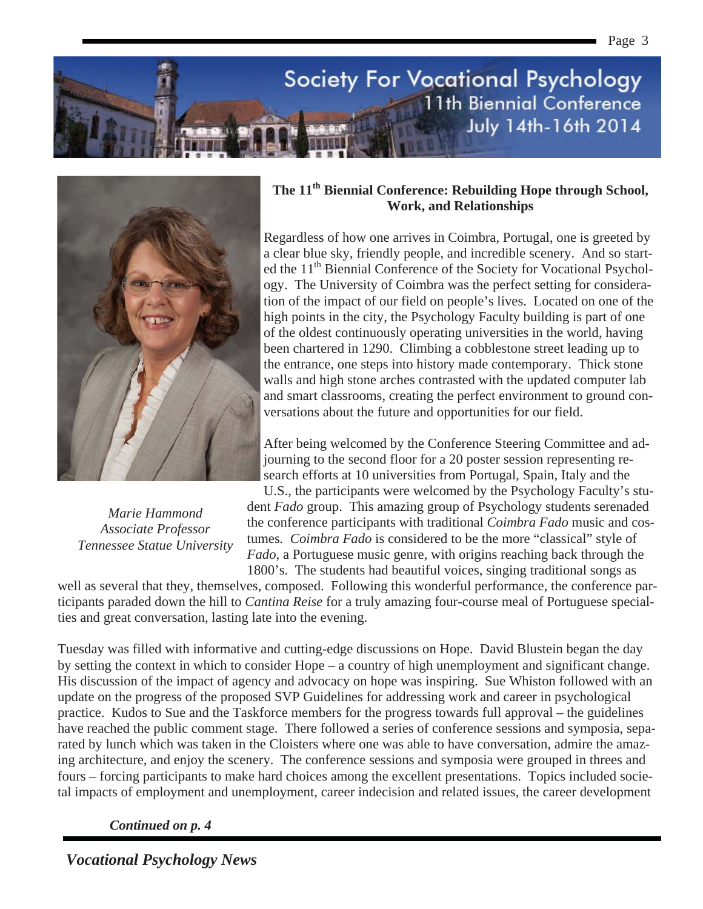Society For Vocational Psychology
11th Biennial Conference
July 14th-16th 2014

## The 11th Biennial Conference: Rebuilding Hope through School, Work, and Relationships

*Marie Hammond*
*Associate Professor*
*Tennessee Statue University*

Regardless of how one arrives in Coimbra, Portugal, one is greeted by a clear blue sky, friendly people, and incredible scenery. And so started the 11th Biennial Conference of the Society for Vocational Psychology. The University of Coimbra was the perfect setting for consideration of the impact of our field on people's lives. Located on one of the high points in the city, the Psychology Faculty building is part of one of the oldest continuously operating universities in the world, having been chartered in 1290. Climbing a cobblestone street leading up to the entrance, one steps into history made contemporary. Thick stone walls and high stone arches contrasted with the updated computer lab and smart classrooms, creating the perfect environment to ground conversations about the future and opportunities for our field.

After being welcomed by the Conference Steering Committee and adjourning to the second floor for a 20 poster session representing research efforts at 10 universities from Portugal, Spain, Italy and the U.S., the participants were welcomed by the Psychology Faculty's student *Fado* group. This amazing group of Psychology students serenaded the conference participants with traditional *Coimbra Fado* music and costumes. *Coimbra Fado* is considered to be the more "classical" style of *Fado*, a Portuguese music genre, with origins reaching back through the 1800's. The students had beautiful voices, singing traditional songs as well as several that they, themselves, composed. Following this wonderful performance, the conference participants paraded down the hill to *Cantina Reise* for a truly amazing four-course meal of Portuguese specialties and great conversation, lasting late into the evening.

Tuesday was filled with informative and cutting-edge discussions on Hope. David Blustein began the day by setting the context in which to consider Hope – a country of high unemployment and significant change. His discussion of the impact of agency and advocacy on hope was inspiring. Sue Whiston followed with an update on the progress of the proposed SVP Guidelines for addressing work and career in psychological practice. Kudos to Sue and the Taskforce members for the progress towards full approval – the guidelines have reached the public comment stage. There followed a series of conference sessions and symposia, separated by lunch which was taken in the Cloisters where one was able to have conversation, admire the amazing architecture, and enjoy the scenery. The conference sessions and symposia were grouped in threes and fours – forcing participants to make hard choices among the excellent presentations. Topics included societal impacts of employment and unemployment, career indecision and related issues, the career development

***Continued on p. 4***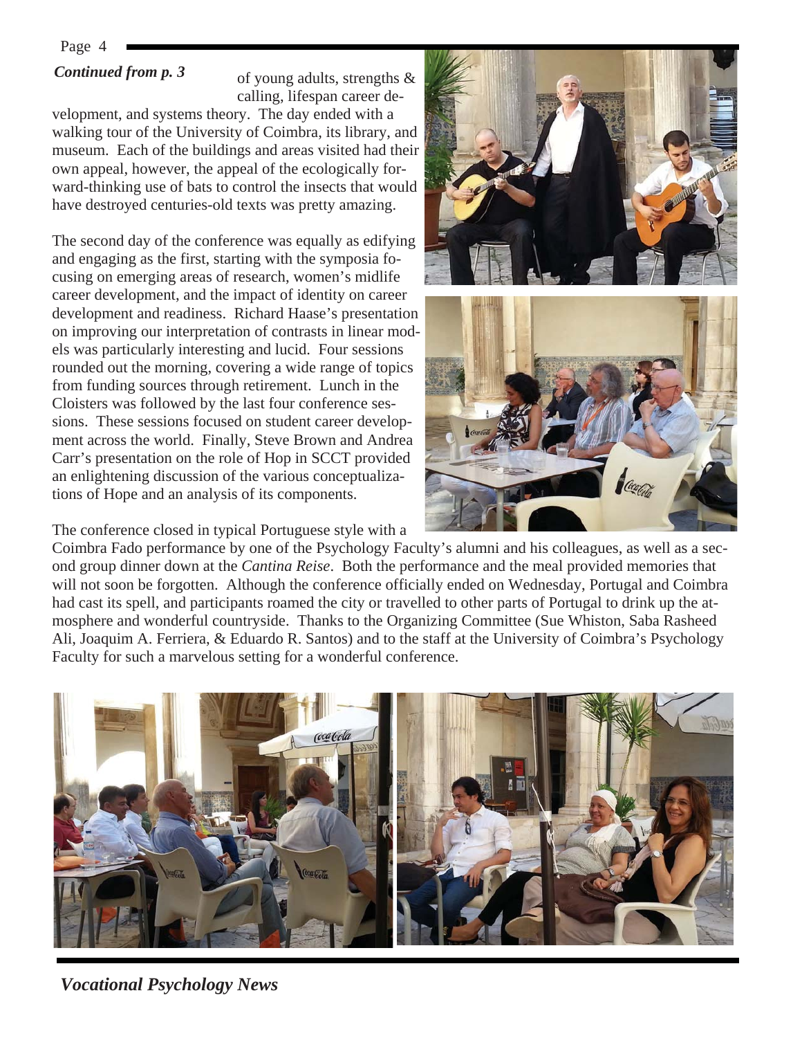*Continued from p. 3*

of young adults, strengths & calling, lifespan career development, and systems theory. The day ended with a walking tour of the University of Coimbra, its library, and museum. Each of the buildings and areas visited had their own appeal, however, the appeal of the ecologically forward-thinking use of bats to control the insects that would have destroyed centuries-old texts was pretty amazing.

The second day of the conference was equally as edifying and engaging as the first, starting with the symposia focusing on emerging areas of research, women's midlife career development, and the impact of identity on career development and readiness. Richard Haase's presentation on improving our interpretation of contrasts in linear models was particularly interesting and lucid. Four sessions rounded out the morning, covering a wide range of topics from funding sources through retirement. Lunch in the Cloisters was followed by the last four conference sessions. These sessions focused on student career development across the world. Finally, Steve Brown and Andrea Carr's presentation on the role of Hop in SCCT provided an enlightening discussion of the various conceptualizations of Hope and an analysis of its components.

The conference closed in typical Portuguese style with a Coimbra Fado performance by one of the Psychology Faculty's alumni and his colleagues, as well as a second group dinner down at the *Cantina Reise*. Both the performance and the meal provided memories that will not soon be forgotten. Although the conference officially ended on Wednesday, Portugal and Coimbra had cast its spell, and participants roamed the city or travelled to other parts of Portugal to drink up the atmosphere and wonderful countryside. Thanks to the Organizing Committee (Sue Whiston, Saba Rasheed Ali, Joaquim A. Ferriera, & Eduardo R. Santos) and to the staff at the University of Coimbra's Psychology Faculty for such a marvelous setting for a wonderful conference.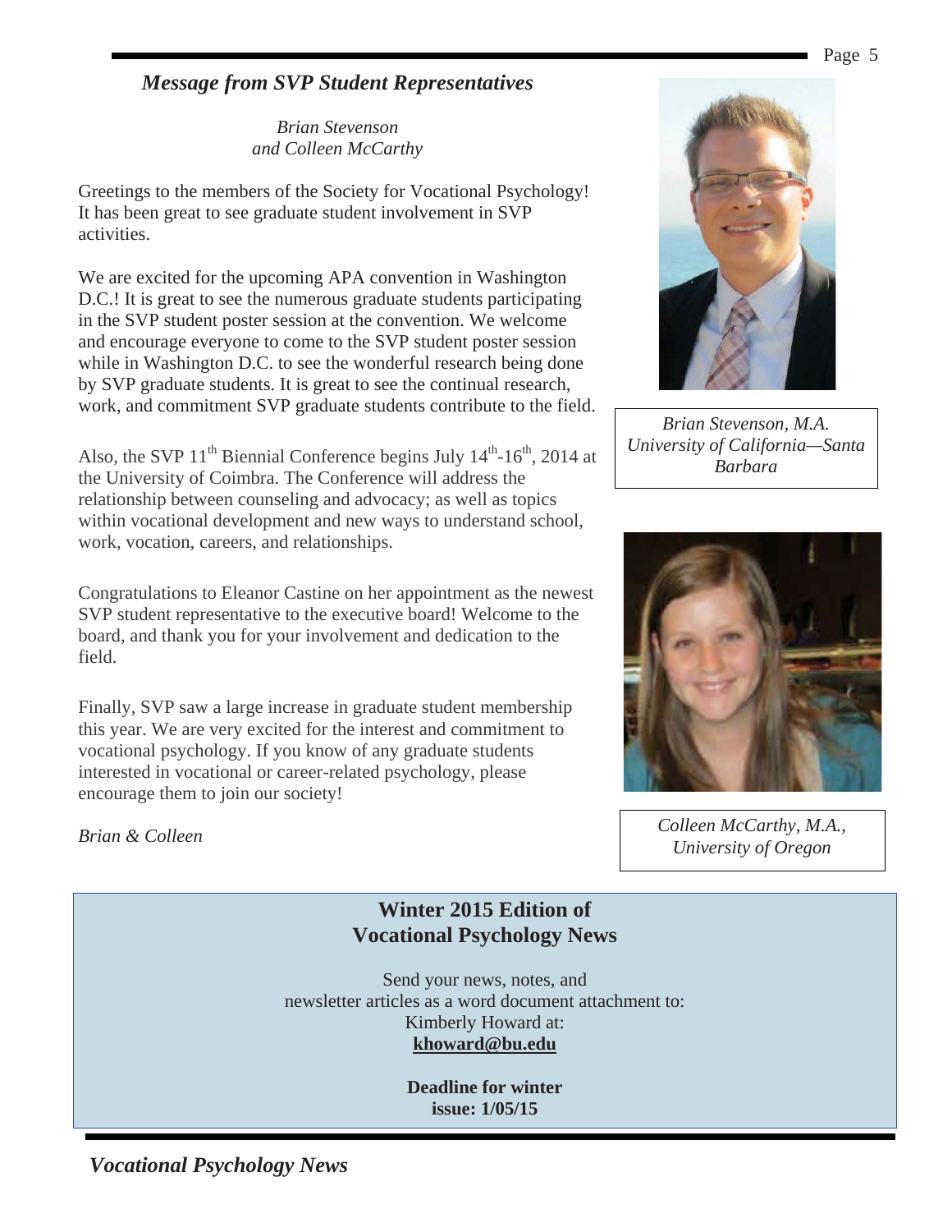## *Message from SVP Student Representatives*

*Brian Stevenson*
*and Colleen McCarthy*

Greetings to the members of the Society for Vocational Psychology! It has been great to see graduate student involvement in SVP activities.

We are excited for the upcoming APA convention in Washington D.C.! It is great to see the numerous graduate students participating in the SVP student poster session at the convention. We welcome and encourage everyone to come to the SVP student poster session while in Washington D.C. to see the wonderful research being done by SVP graduate students. It is great to see the continual research, work, and commitment SVP graduate students contribute to the field.

Also, the SVP 11th Biennial Conference begins July 14th-16th, 2014 at the University of Coimbra. The Conference will address the relationship between counseling and advocacy; as well as topics within vocational development and new ways to understand school, work, vocation, careers, and relationships.

Congratulations to Eleanor Castine on her appointment as the newest SVP student representative to the executive board! Welcome to the board, and thank you for your involvement and dedication to the field.

Finally, SVP saw a large increase in graduate student membership this year. We are very excited for the interest and commitment to vocational psychology. If you know of any graduate students interested in vocational or career-related psychology, please encourage them to join our society!

*Brian & Colleen*

*Brian Stevenson, M.A.*
*University of California—Santa Barbara*

*Colleen McCarthy, M.A.,*
*University of Oregon*

**Winter 2015 Edition of**
**Vocational Psychology News**

Send your news, notes, and newsletter articles as a word document attachment to:
Kimberly Howard at:
**khoward@bu.edu**

**Deadline for winter issue: 1/05/15**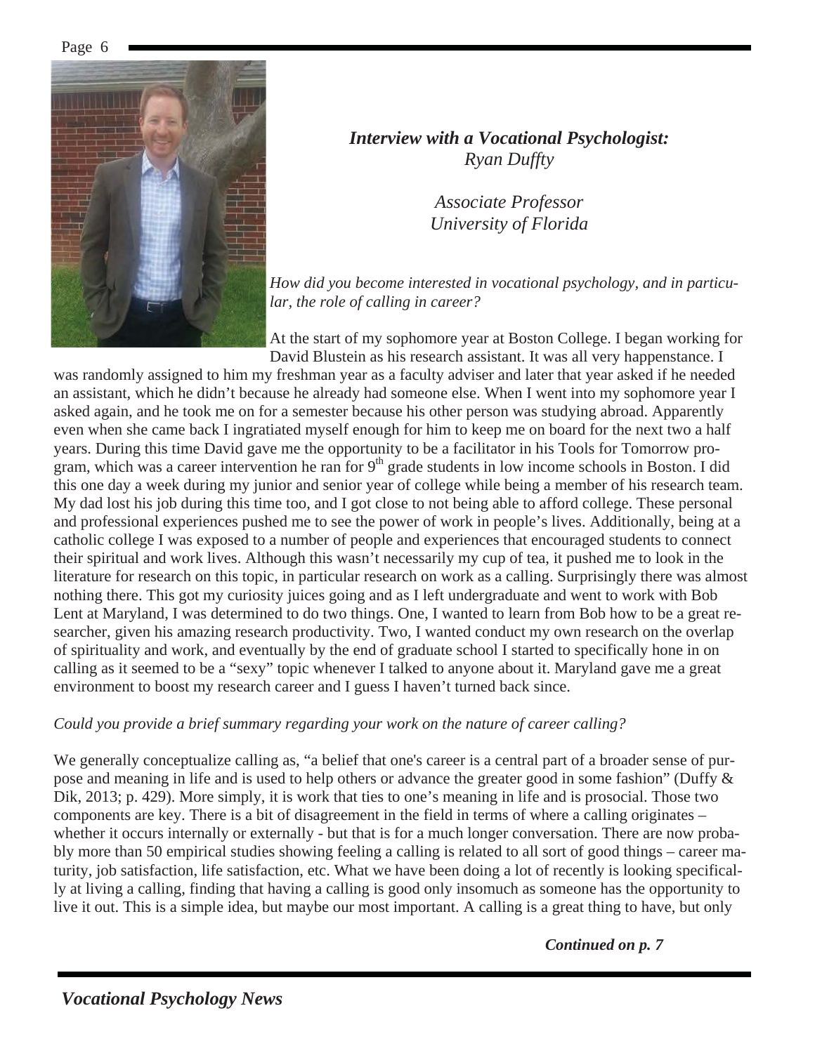## *Interview with a Vocational Psychologist: Ryan Duffty*

*Associate Professor*
*University of Florida*

*How did you become interested in vocational psychology, and in particular, the role of calling in career?*

At the start of my sophomore year at Boston College. I began working for David Blustein as his research assistant. It was all very happenstance. I was randomly assigned to him my freshman year as a faculty adviser and later that year asked if he needed an assistant, which he didn't because he already had someone else. When I went into my sophomore year I asked again, and he took me on for a semester because his other person was studying abroad. Apparently even when she came back I ingratiated myself enough for him to keep me on board for the next two a half years. During this time David gave me the opportunity to be a facilitator in his Tools for Tomorrow program, which was a career intervention he ran for 9th grade students in low income schools in Boston. I did this one day a week during my junior and senior year of college while being a member of his research team. My dad lost his job during this time too, and I got close to not being able to afford college. These personal and professional experiences pushed me to see the power of work in people's lives. Additionally, being at a catholic college I was exposed to a number of people and experiences that encouraged students to connect their spiritual and work lives. Although this wasn't necessarily my cup of tea, it pushed me to look in the literature for research on this topic, in particular research on work as a calling. Surprisingly there was almost nothing there. This got my curiosity juices going and as I left undergraduate and went to work with Bob Lent at Maryland, I was determined to do two things. One, I wanted to learn from Bob how to be a great researcher, given his amazing research productivity. Two, I wanted conduct my own research on the overlap of spirituality and work, and eventually by the end of graduate school I started to specifically hone in on calling as it seemed to be a "sexy" topic whenever I talked to anyone about it. Maryland gave me a great environment to boost my research career and I guess I haven't turned back since.

*Could you provide a brief summary regarding your work on the nature of career calling?*

We generally conceptualize calling as, "a belief that one's career is a central part of a broader sense of purpose and meaning in life and is used to help others or advance the greater good in some fashion" (Duffy & Dik, 2013; p. 429). More simply, it is work that ties to one's meaning in life and is prosocial. Those two components are key. There is a bit of disagreement in the field in terms of where a calling originates – whether it occurs internally or externally - but that is for a much longer conversation. There are now probably more than 50 empirical studies showing feeling a calling is related to all sort of good things – career maturity, job satisfaction, life satisfaction, etc. What we have been doing a lot of recently is looking specifically at living a calling, finding that having a calling is good only insomuch as someone has the opportunity to live it out. This is a simple idea, but maybe our most important. A calling is a great thing to have, but only

***Continued on p. 7***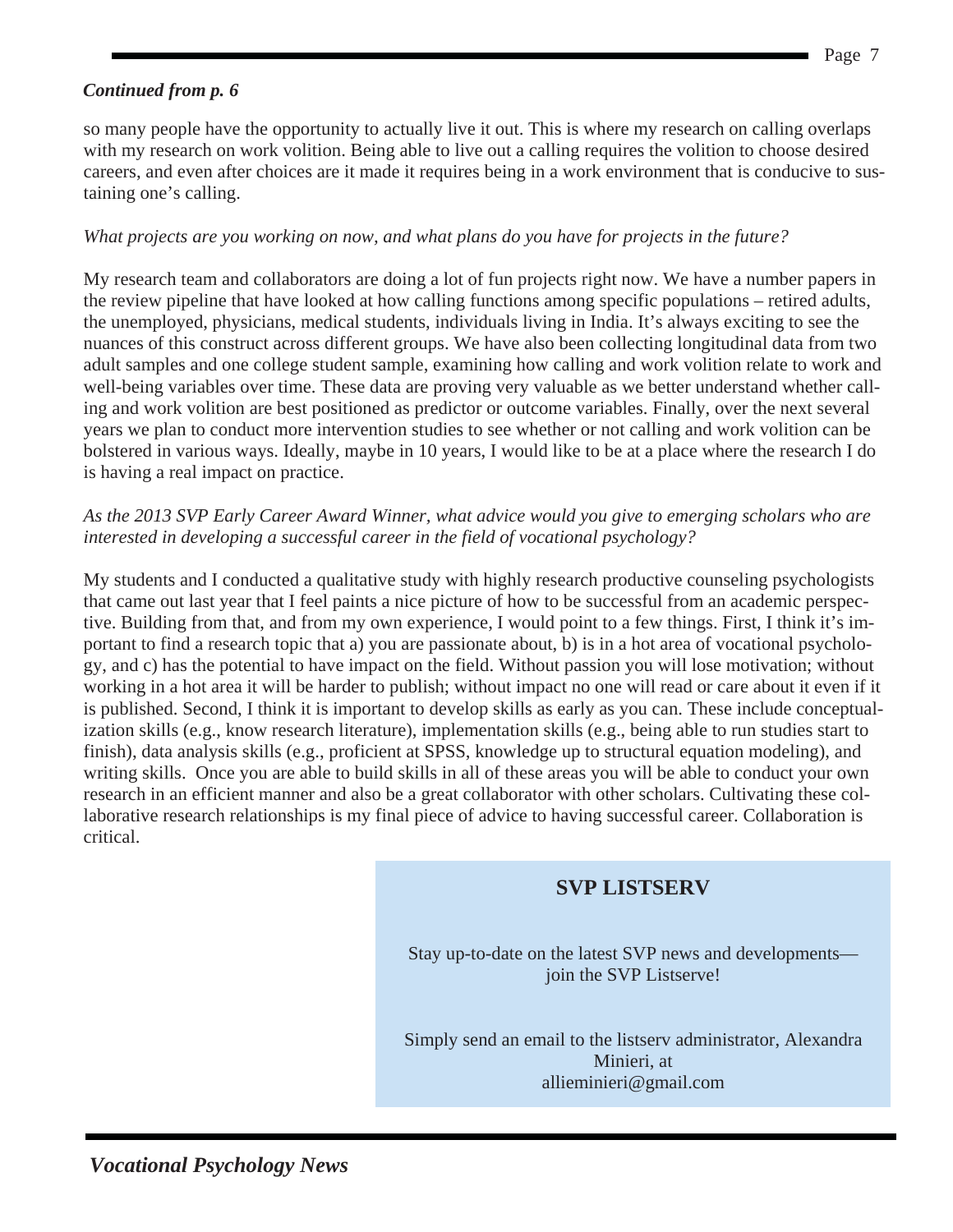*Continued from p. 6*

so many people have the opportunity to actually live it out. This is where my research on calling overlaps with my research on work volition. Being able to live out a calling requires the volition to choose desired careers, and even after choices are it made it requires being in a work environment that is conducive to sustaining one's calling.

*What projects are you working on now, and what plans do you have for projects in the future?*

My research team and collaborators are doing a lot of fun projects right now. We have a number papers in the review pipeline that have looked at how calling functions among specific populations – retired adults, the unemployed, physicians, medical students, individuals living in India. It's always exciting to see the nuances of this construct across different groups. We have also been collecting longitudinal data from two adult samples and one college student sample, examining how calling and work volition relate to work and well-being variables over time. These data are proving very valuable as we better understand whether calling and work volition are best positioned as predictor or outcome variables. Finally, over the next several years we plan to conduct more intervention studies to see whether or not calling and work volition can be bolstered in various ways. Ideally, maybe in 10 years, I would like to be at a place where the research I do is having a real impact on practice.

*As the 2013 SVP Early Career Award Winner, what advice would you give to emerging scholars who are interested in developing a successful career in the field of vocational psychology?*

My students and I conducted a qualitative study with highly research productive counseling psychologists that came out last year that I feel paints a nice picture of how to be successful from an academic perspective. Building from that, and from my own experience, I would point to a few things. First, I think it's important to find a research topic that a) you are passionate about, b) is in a hot area of vocational psychology, and c) has the potential to have impact on the field. Without passion you will lose motivation; without working in a hot area it will be harder to publish; without impact no one will read or care about it even if it is published. Second, I think it is important to develop skills as early as you can. These include conceptualization skills (e.g., know research literature), implementation skills (e.g., being able to run studies start to finish), data analysis skills (e.g., proficient at SPSS, knowledge up to structural equation modeling), and writing skills. Once you are able to build skills in all of these areas you will be able to conduct your own research in an efficient manner and also be a great collaborator with other scholars. Cultivating these collaborative research relationships is my final piece of advice to having successful career. Collaboration is critical.

## SVP LISTSERV

Stay up-to-date on the latest SVP news and developments—join the SVP Listserve!

Simply send an email to the listserv administrator, Alexandra Minieri, at allieminieri@gmail.com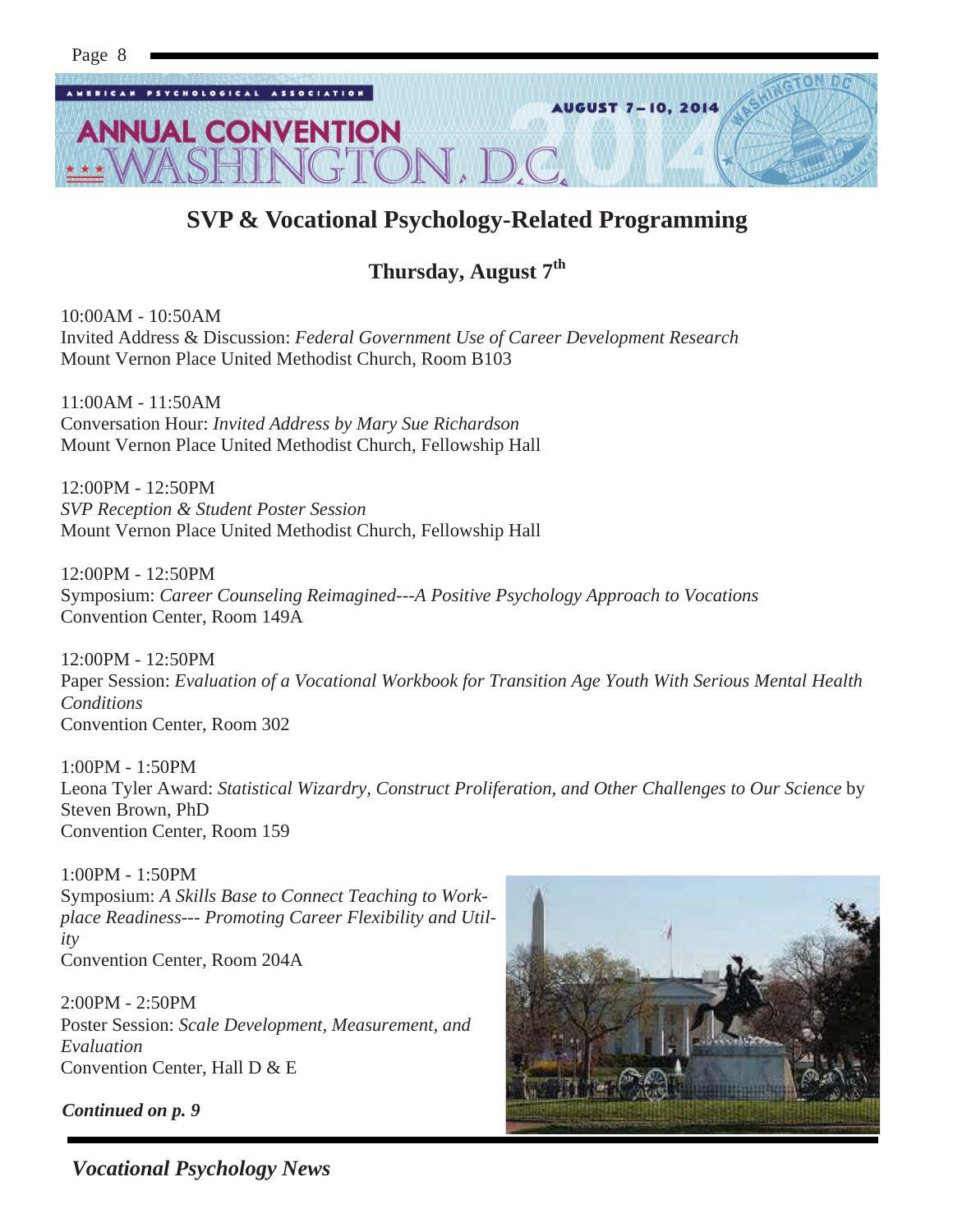## SVP & Vocational Psychology-Related Programming

### Thursday, August 7th

10:00AM - 10:50AM
Invited Address & Discussion: *Federal Government Use of Career Development Research*
Mount Vernon Place United Methodist Church, Room B103

11:00AM - 11:50AM
Conversation Hour: *Invited Address by Mary Sue Richardson*
Mount Vernon Place United Methodist Church, Fellowship Hall

12:00PM - 12:50PM
*SVP Reception & Student Poster Session*
Mount Vernon Place United Methodist Church, Fellowship Hall

12:00PM - 12:50PM
Symposium: *Career Counseling Reimagined---A Positive Psychology Approach to Vocations*
Convention Center, Room 149A

12:00PM - 12:50PM
Paper Session: *Evaluation of a Vocational Workbook for Transition Age Youth With Serious Mental Health Conditions*
Convention Center, Room 302

1:00PM - 1:50PM
Leona Tyler Award: *Statistical Wizardry, Construct Proliferation, and Other Challenges to Our Science* by Steven Brown, PhD
Convention Center, Room 159

1:00PM - 1:50PM
Symposium: *A Skills Base to Connect Teaching to Workplace Readiness--- Promoting Career Flexibility and Utility*
Convention Center, Room 204A

2:00PM - 2:50PM
Poster Session: *Scale Development, Measurement, and Evaluation*
Convention Center, Hall D & E

***Continued on p. 9***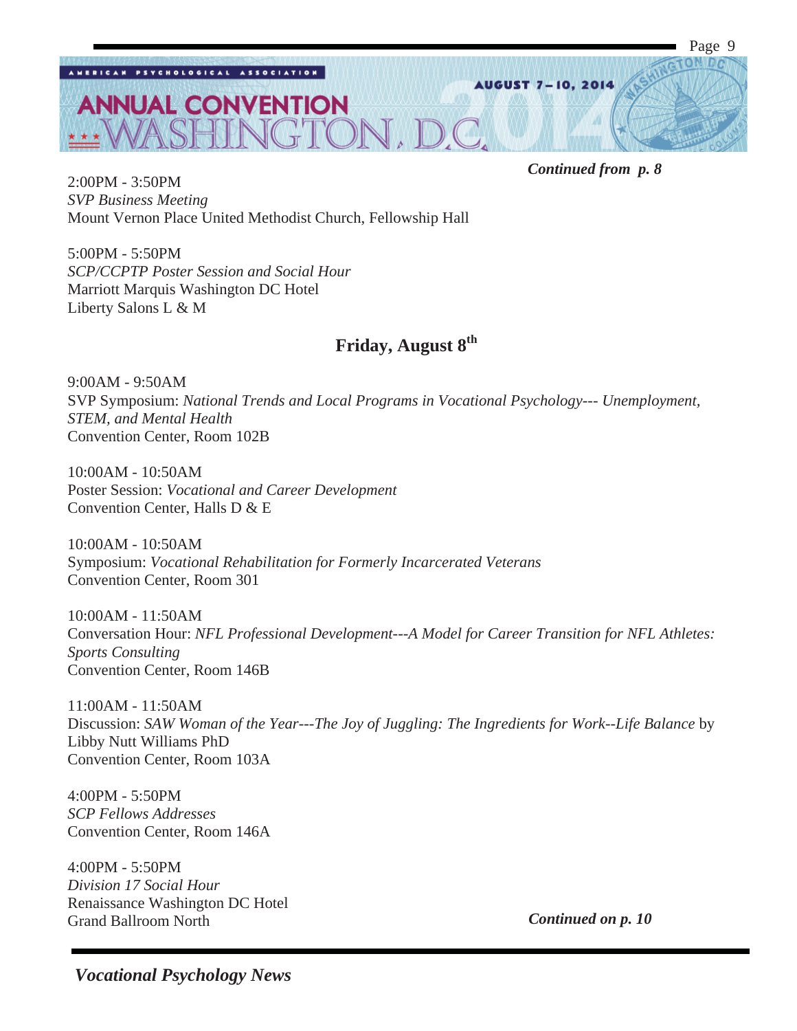*Continued from p. 8*

2:00PM - 3:50PM
*SVP Business Meeting*
Mount Vernon Place United Methodist Church, Fellowship Hall

5:00PM - 5:50PM
*SCP/CCPTP Poster Session and Social Hour*
Marriott Marquis Washington DC Hotel
Liberty Salons L & M

## Friday, August 8th

9:00AM - 9:50AM
SVP Symposium: *National Trends and Local Programs in Vocational Psychology--- Unemployment, STEM, and Mental Health*
Convention Center, Room 102B

10:00AM - 10:50AM
Poster Session: *Vocational and Career Development*
Convention Center, Halls D & E

10:00AM - 10:50AM
Symposium: *Vocational Rehabilitation for Formerly Incarcerated Veterans*
Convention Center, Room 301

10:00AM - 11:50AM
Conversation Hour: *NFL Professional Development---A Model for Career Transition for NFL Athletes: Sports Consulting*
Convention Center, Room 146B

11:00AM - 11:50AM
Discussion: *SAW Woman of the Year---The Joy of Juggling: The Ingredients for Work--Life Balance* by Libby Nutt Williams PhD
Convention Center, Room 103A

4:00PM - 5:50PM
*SCP Fellows Addresses*
Convention Center, Room 146A

4:00PM - 5:50PM
*Division 17 Social Hour*
Renaissance Washington DC Hotel
Grand Ballroom North

*Continued on p. 10*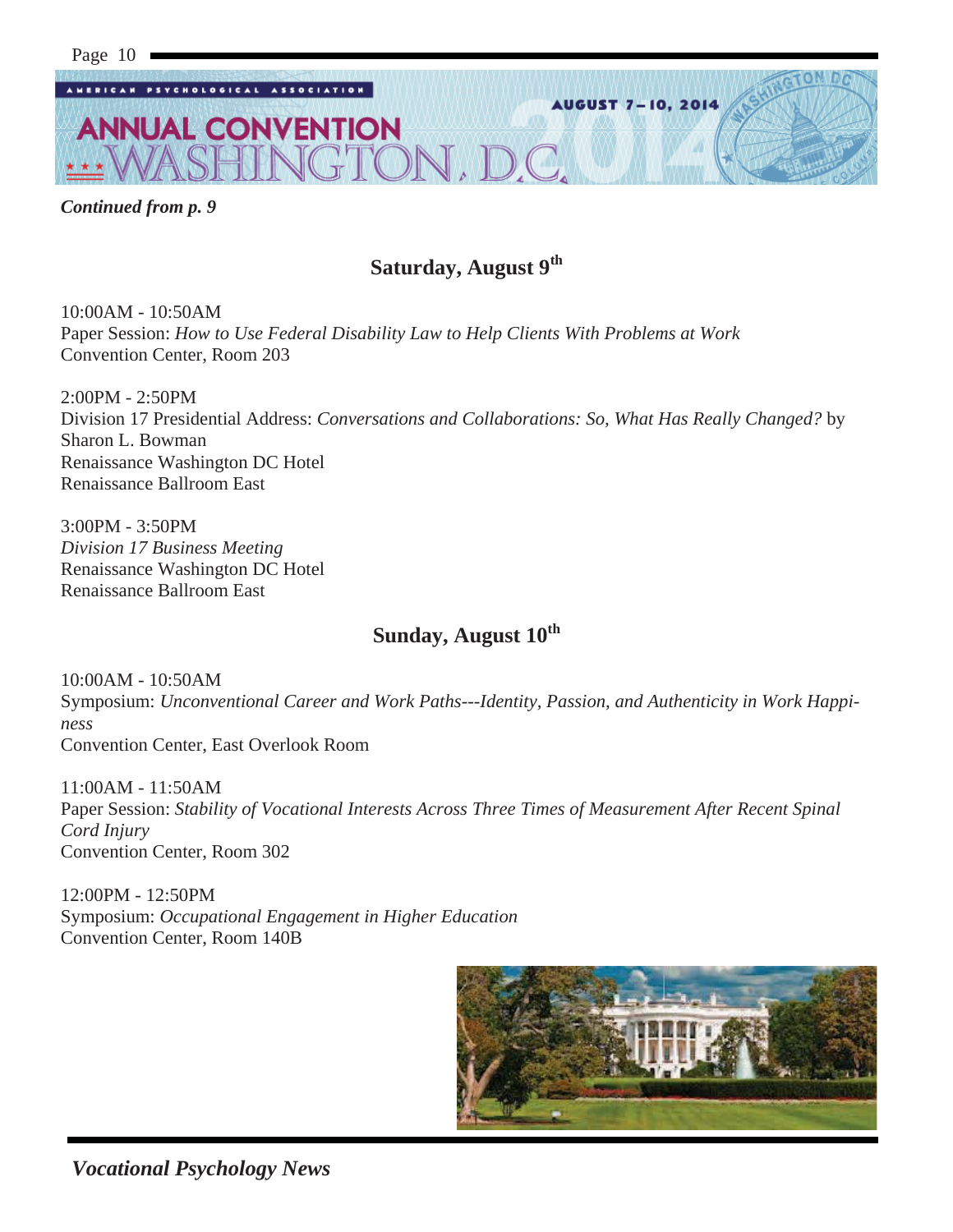*Continued from p. 9*

## Saturday, August 9th

10:00AM - 10:50AM
Paper Session: *How to Use Federal Disability Law to Help Clients With Problems at Work*
Convention Center, Room 203

2:00PM - 2:50PM
Division 17 Presidential Address: *Conversations and Collaborations: So, What Has Really Changed?* by Sharon L. Bowman
Renaissance Washington DC Hotel
Renaissance Ballroom East

3:00PM - 3:50PM
*Division 17 Business Meeting*
Renaissance Washington DC Hotel
Renaissance Ballroom East

## Sunday, August 10th

10:00AM - 10:50AM
Symposium: *Unconventional Career and Work Paths---Identity, Passion, and Authenticity in Work Happiness*
Convention Center, East Overlook Room

11:00AM - 11:50AM
Paper Session: *Stability of Vocational Interests Across Three Times of Measurement After Recent Spinal Cord Injury*
Convention Center, Room 302

12:00PM - 12:50PM
Symposium: *Occupational Engagement in Higher Education*
Convention Center, Room 140B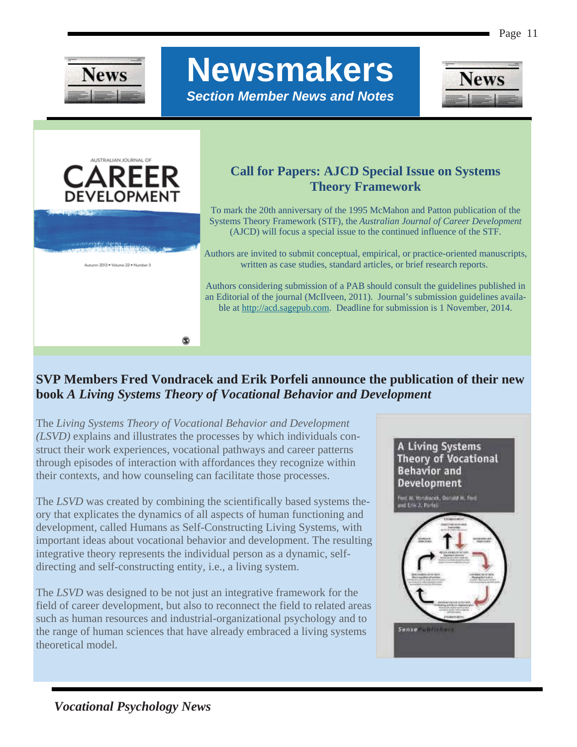# Newsmakers

***Section Member News and Notes***

## Call for Papers: AJCD Special Issue on Systems Theory Framework

To mark the 20th anniversary of the 1995 McMahon and Patton publication of the Systems Theory Framework (STF), the *Australian Journal of Career Development* (AJCD) will focus a special issue to the continued influence of the STF.

Authors are invited to submit conceptual, empirical, or practice-oriented manuscripts, written as case studies, standard articles, or brief research reports.

Authors considering submission of a PAB should consult the guidelines published in an Editorial of the journal (McIlveen, 2011). Journal's submission guidelines available at http://acd.sagepub.com. Deadline for submission is 1 November, 2014.

## SVP Members Fred Vondracek and Erik Porfeli announce the publication of their new book *A Living Systems Theory of Vocational Behavior and Development*

The *Living Systems Theory of Vocational Behavior and Development (LSVD)* explains and illustrates the processes by which individuals construct their work experiences, vocational pathways and career patterns through episodes of interaction with affordances they recognize within their contexts, and how counseling can facilitate those processes.

The *LSVD* was created by combining the scientifically based systems theory that explicates the dynamics of all aspects of human functioning and development, called Humans as Self-Constructing Living Systems, with important ideas about vocational behavior and development. The resulting integrative theory represents the individual person as a dynamic, self-directing and self-constructing entity, i.e., a living system.

The *LSVD* was designed to be not just an integrative framework for the field of career development, but also to reconnect the field to related areas such as human resources and industrial-organizational psychology and to the range of human sciences that have already embraced a living systems theoretical model.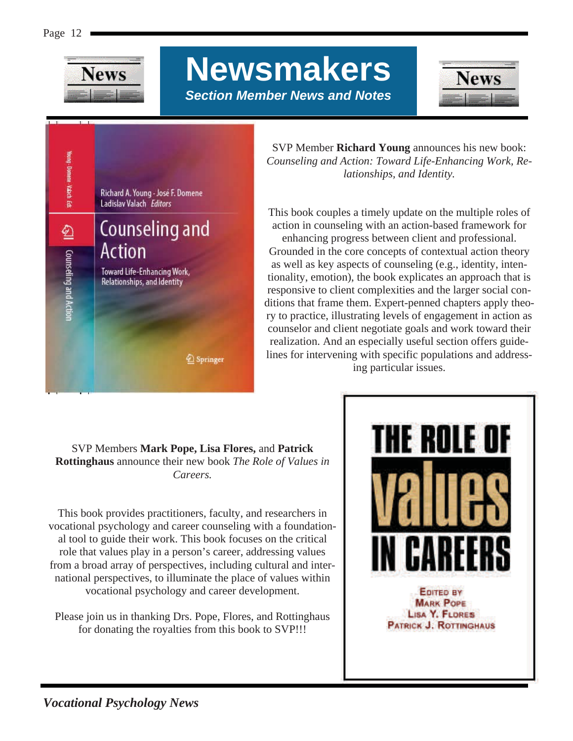# Newsmakers

***Section Member News and Notes***

SVP Member **Richard Young** announces his new book: *Counseling and Action: Toward Life-Enhancing Work, Relationships, and Identity.*

This book couples a timely update on the multiple roles of action in counseling with an action-based framework for enhancing progress between client and professional. Grounded in the core concepts of contextual action theory as well as key aspects of counseling (e.g., identity, intentionality, emotion), the book explicates an approach that is responsive to client complexities and the larger social conditions that frame them. Expert-penned chapters apply theory to practice, illustrating levels of engagement in action as counselor and client negotiate goals and work toward their realization. And an especially useful section offers guidelines for intervening with specific populations and addressing particular issues.

SVP Members **Mark Pope, Lisa Flores,** and **Patrick Rottinghaus** announce their new book *The Role of Values in Careers.*

This book provides practitioners, faculty, and researchers in vocational psychology and career counseling with a foundational tool to guide their work. This book focuses on the critical role that values play in a person's career, addressing values from a broad array of perspectives, including cultural and international perspectives, to illuminate the place of values within vocational psychology and career development.

Please join us in thanking Drs. Pope, Flores, and Rottinghaus for donating the royalties from this book to SVP!!!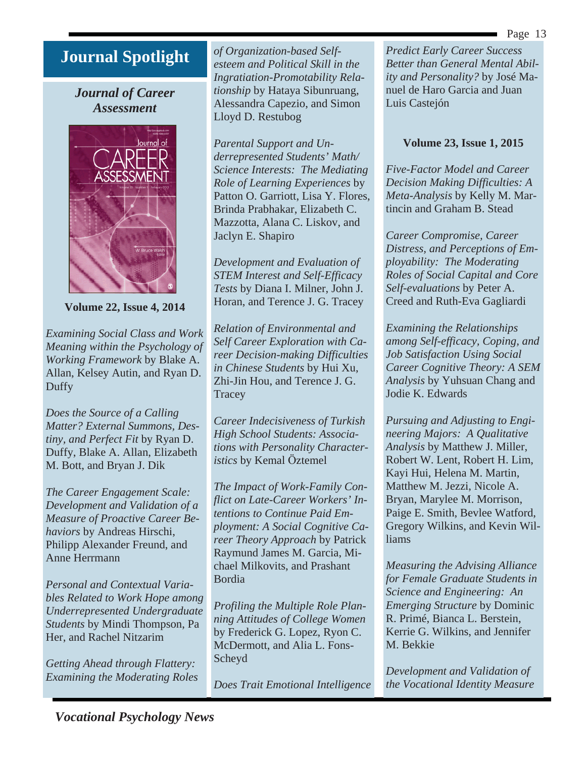## Journal Spotlight

### *Journal of Career Assessment*

**Volume 22, Issue 4, 2014**

*Examining Social Class and Work Meaning within the Psychology of Working Framework* by Blake A. Allan, Kelsey Autin, and Ryan D. Duffy

*Does the Source of a Calling Matter? External Summons, Destiny, and Perfect Fit* by Ryan D. Duffy, Blake A. Allan, Elizabeth M. Bott, and Bryan J. Dik

*The Career Engagement Scale: Development and Validation of a Measure of Proactive Career Behaviors* by Andreas Hirschi, Philipp Alexander Freund, and Anne Herrmann

*Personal and Contextual Variables Related to Work Hope among Underrepresented Undergraduate Students* by Mindi Thompson, Pa Her, and Rachel Nitzarim

*Getting Ahead through Flattery: Examining the Moderating Roles of Organization-based Self-esteem and Political Skill in the Ingratiation-Promotability Relationship* by Hataya Sibunruang, Alessandra Capezio, and Simon Lloyd D. Restubog

*Parental Support and Underrepresented Students' Math/Science Interests: The Mediating Role of Learning Experiences* by Patton O. Garriott, Lisa Y. Flores, Brinda Prabhakar, Elizabeth C. Mazzotta, Alana C. Liskov, and Jaclyn E. Shapiro

*Development and Evaluation of STEM Interest and Self-Efficacy Tests* by Diana I. Milner, John J. Horan, and Terence J. G. Tracey

*Relation of Environmental and Self Career Exploration with Career Decision-making Difficulties in Chinese Students* by Hui Xu, Zhi-Jin Hou, and Terence J. G. Tracey

*Career Indecisiveness of Turkish High School Students: Associations with Personality Characteristics* by Kemal Öztemel

*The Impact of Work-Family Conflict on Late-Career Workers' Intentions to Continue Paid Employment: A Social Cognitive Career Theory Approach* by Patrick Raymund James M. Garcia, Michael Milkovits, and Prashant Bordia

*Profiling the Multiple Role Planning Attitudes of College Women* by Frederick G. Lopez, Ryon C. McDermott, and Alia L. Fons-Scheyd

*Does Trait Emotional Intelligence Predict Early Career Success Better than General Mental Ability and Personality?* by José Manuel de Haro Garcia and Juan Luis Castejón

**Volume 23, Issue 1, 2015**

*Five-Factor Model and Career Decision Making Difficulties: A Meta-Analysis* by Kelly M. Martincin and Graham B. Stead

*Career Compromise, Career Distress, and Perceptions of Employability: The Moderating Roles of Social Capital and Core Self-evaluations* by Peter A. Creed and Ruth-Eva Gagliardi

*Examining the Relationships among Self-efficacy, Coping, and Job Satisfaction Using Social Career Cognitive Theory: A SEM Analysis* by Yuhsuan Chang and Jodie K. Edwards

*Pursuing and Adjusting to Engineering Majors: A Qualitative Analysis* by Matthew J. Miller, Robert W. Lent, Robert H. Lim, Kayi Hui, Helena M. Martin, Matthew M. Jezzi, Nicole A. Bryan, Marylee M. Morrison, Paige E. Smith, Bevlee Watford, Gregory Wilkins, and Kevin Williams

*Measuring the Advising Alliance for Female Graduate Students in Science and Engineering: An Emerging Structure* by Dominic R. Primé, Bianca L. Berstein, Kerrie G. Wilkins, and Jennifer M. Bekkie

*Development and Validation of the Vocational Identity Measure*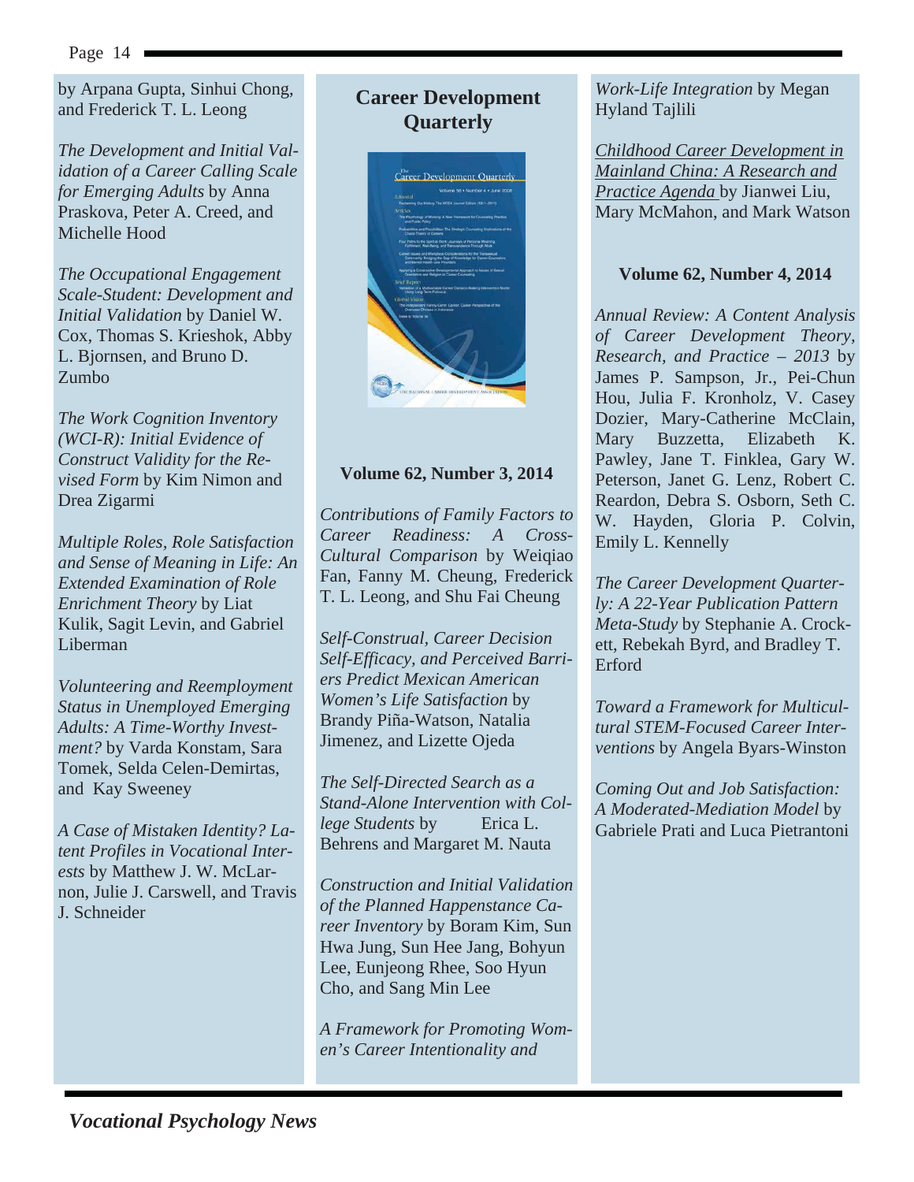by Arpana Gupta, Sinhui Chong, and Frederick T. L. Leong

*The Development and Initial Validation of a Career Calling Scale for Emerging Adults* by Anna Praskova, Peter A. Creed, and Michelle Hood

*The Occupational Engagement Scale-Student: Development and Initial Validation* by Daniel W. Cox, Thomas S. Krieshok, Abby L. Bjornsen, and Bruno D. Zumbo

*The Work Cognition Inventory (WCI-R): Initial Evidence of Construct Validity for the Revised Form* by Kim Nimon and Drea Zigarmi

*Multiple Roles, Role Satisfaction and Sense of Meaning in Life: An Extended Examination of Role Enrichment Theory* by Liat Kulik, Sagit Levin, and Gabriel Liberman

*Volunteering and Reemployment Status in Unemployed Emerging Adults: A Time-Worthy Investment?* by Varda Konstam, Sara Tomek, Selda Celen-Demirtas, and Kay Sweeney

*A Case of Mistaken Identity? Latent Profiles in Vocational Interests* by Matthew J. W. McLarnon, Julie J. Carswell, and Travis J. Schneider

## Career Development Quarterly

**Volume 62, Number 3, 2014**

*Contributions of Family Factors to Career Readiness: A Cross-Cultural Comparison* by Weiqiao Fan, Fanny M. Cheung, Frederick T. L. Leong, and Shu Fai Cheung

*Self-Construal, Career Decision Self-Efficacy, and Perceived Barriers Predict Mexican American Women's Life Satisfaction* by Brandy Piña-Watson, Natalia Jimenez, and Lizette Ojeda

*The Self-Directed Search as a Stand-Alone Intervention with College Students* by Erica L. Behrens and Margaret M. Nauta

*Construction and Initial Validation of the Planned Happenstance Career Inventory* by Boram Kim, Sun Hwa Jung, Sun Hee Jang, Bohyun Lee, Eunjeong Rhee, Soo Hyun Cho, and Sang Min Lee

*A Framework for Promoting Women's Career Intentionality and Work-Life Integration* by Megan Hyland Tajlili

*Childhood Career Development in Mainland China: A Research and Practice Agenda* by Jianwei Liu, Mary McMahon, and Mark Watson

**Volume 62, Number 4, 2014**

*Annual Review: A Content Analysis of Career Development Theory, Research, and Practice – 2013* by James P. Sampson, Jr., Pei-Chun Hou, Julia F. Kronholz, V. Casey Dozier, Mary-Catherine McClain, Mary Buzzetta, Elizabeth K. Pawley, Jane T. Finklea, Gary W. Peterson, Janet G. Lenz, Robert C. Reardon, Debra S. Osborn, Seth C. W. Hayden, Gloria P. Colvin, Emily L. Kennelly

*The Career Development Quarterly: A 22-Year Publication Pattern Meta-Study* by Stephanie A. Crockett, Rebekah Byrd, and Bradley T. Erford

*Toward a Framework for Multicultural STEM-Focused Career Interventions* by Angela Byars-Winston

*Coming Out and Job Satisfaction: A Moderated-Mediation Model* by Gabriele Prati and Luca Pietrantoni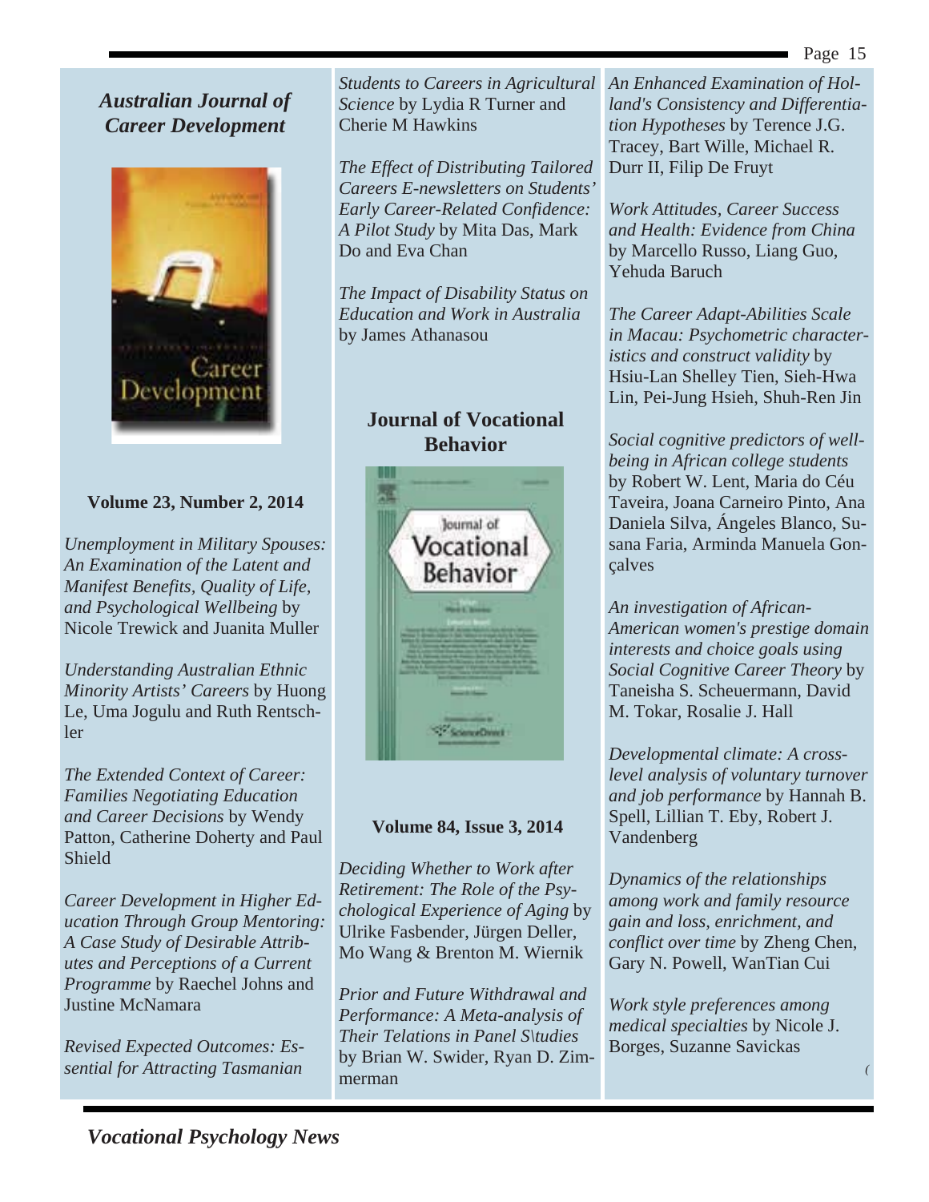## *Australian Journal of Career Development*

**Volume 23, Number 2, 2014**

*Unemployment in Military Spouses: An Examination of the Latent and Manifest Benefits, Quality of Life, and Psychological Wellbeing* by Nicole Trewick and Juanita Muller

*Understanding Australian Ethnic Minority Artists' Careers* by Huong Le, Uma Jogulu and Ruth Rentschler

*The Extended Context of Career: Families Negotiating Education and Career Decisions* by Wendy Patton, Catherine Doherty and Paul Shield

*Career Development in Higher Education Through Group Mentoring: A Case Study of Desirable Attributes and Perceptions of a Current Programme* by Raechel Johns and Justine McNamara

*Revised Expected Outcomes: Essential for Attracting Tasmanian Students to Careers in Agricultural Science* by Lydia R Turner and Cherie M Hawkins

*The Effect of Distributing Tailored Careers E-newsletters on Students' Early Career-Related Confidence: A Pilot Study* by Mita Das, Mark Do and Eva Chan

*The Impact of Disability Status on Education and Work in Australia* by James Athanasou

## Journal of Vocational Behavior

**Volume 84, Issue 3, 2014**

*Deciding Whether to Work after Retirement: The Role of the Psychological Experience of Aging* by Ulrike Fasbender, Jürgen Deller, Mo Wang & Brenton M. Wiernik

*Prior and Future Withdrawal and Performance: A Meta-analysis of Their Telations in Panel S\tudies* by Brian W. Swider, Ryan D. Zimmerman

*An Enhanced Examination of Holland's Consistency and Differentiation Hypotheses* by Terence J.G. Tracey, Bart Wille, Michael R. Durr II, Filip De Fruyt

*Work Attitudes, Career Success and Health: Evidence from China* by Marcello Russo, Liang Guo, Yehuda Baruch

*The Career Adapt-Abilities Scale in Macau: Psychometric characteristics and construct validity* by Hsiu-Lan Shelley Tien, Sieh-Hwa Lin, Pei-Jung Hsieh, Shuh-Ren Jin

*Social cognitive predictors of well-being in African college students* by Robert W. Lent, Maria do Céu Taveira, Joana Carneiro Pinto, Ana Daniela Silva, Ángeles Blanco, Susana Faria, Arminda Manuela Gonçalves

*An investigation of African-American women's prestige domain interests and choice goals using Social Cognitive Career Theory* by Taneisha S. Scheuermann, David M. Tokar, Rosalie J. Hall

*Developmental climate: A cross-level analysis of voluntary turnover and job performance* by Hannah B. Spell, Lillian T. Eby, Robert J. Vandenberg

*Dynamics of the relationships among work and family resource gain and loss, enrichment, and conflict over time* by Zheng Chen, Gary N. Powell, WanTian Cui

*Work style preferences among medical specialties* by Nicole J. Borges, Suzanne Savickas

(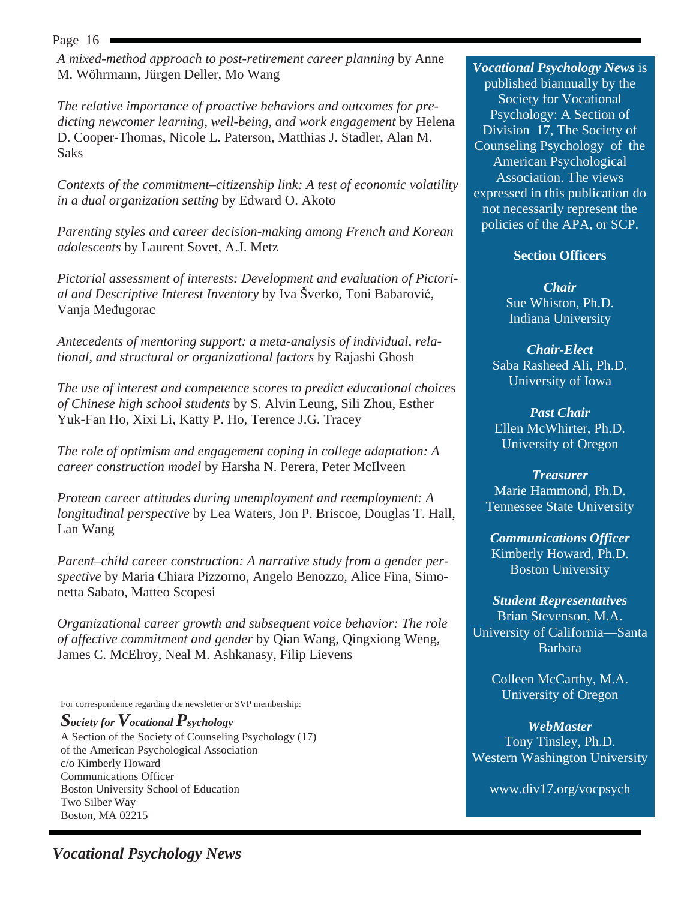*A mixed-method approach to post-retirement career planning* by Anne M. Wöhrmann, Jürgen Deller, Mo Wang

*The relative importance of proactive behaviors and outcomes for predicting newcomer learning, well-being, and work engagement* by Helena D. Cooper-Thomas, Nicole L. Paterson, Matthias J. Stadler, Alan M. Saks

*Contexts of the commitment–citizenship link: A test of economic volatility in a dual organization setting* by Edward O. Akoto

*Parenting styles and career decision-making among French and Korean adolescents* by Laurent Sovet, A.J. Metz

*Pictorial assessment of interests: Development and evaluation of Pictorial and Descriptive Interest Inventory* by Iva Šverko, Toni Babarović, Vanja Međugorac

*Antecedents of mentoring support: a meta-analysis of individual, relational, and structural or organizational factors* by Rajashi Ghosh

*The use of interest and competence scores to predict educational choices of Chinese high school students* by S. Alvin Leung, Sili Zhou, Esther Yuk-Fan Ho, Xixi Li, Katty P. Ho, Terence J.G. Tracey

*The role of optimism and engagement coping in college adaptation: A career construction model* by Harsha N. Perera, Peter McIlveen

*Protean career attitudes during unemployment and reemployment: A longitudinal perspective* by Lea Waters, Jon P. Briscoe, Douglas T. Hall, Lan Wang

*Parent–child career construction: A narrative study from a gender perspective* by Maria Chiara Pizzorno, Angelo Benozzo, Alice Fina, Simonetta Sabato, Matteo Scopesi

*Organizational career growth and subsequent voice behavior: The role of affective commitment and gender* by Qian Wang, Qingxiong Weng, James C. McElroy, Neal M. Ashkanasy, Filip Lievens

For correspondence regarding the newsletter or SVP membership:

***Society for Vocational Psychology***
A Section of the Society of Counseling Psychology (17)
of the American Psychological Association
c/o Kimberly Howard
Communications Officer
Boston University School of Education
Two Silber Way
Boston, MA 02215

***Vocational Psychology News*** is published biannually by the Society for Vocational Psychology: A Section of Division 17, The Society of Counseling Psychology of the American Psychological Association. The views expressed in this publication do not necessarily represent the policies of the APA, or SCP.

**Section Officers**

***Chair***
Sue Whiston, Ph.D.
Indiana University

***Chair-Elect***
Saba Rasheed Ali, Ph.D.
University of Iowa

***Past Chair***
Ellen McWhirter, Ph.D.
University of Oregon

***Treasurer***
Marie Hammond, Ph.D.
Tennessee State University

***Communications Officer***
Kimberly Howard, Ph.D.
Boston University

***Student Representatives***
Brian Stevenson, M.A.
University of California—Santa Barbara

Colleen McCarthy, M.A.
University of Oregon

***WebMaster***
Tony Tinsley, Ph.D.
Western Washington University

www.div17.org/vocpsych